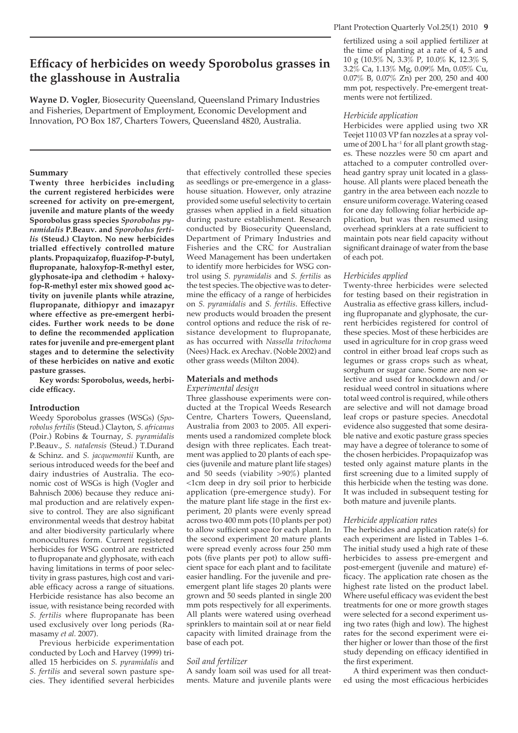# Efficacy of herbicides on weedy Sporobolus grasses in the glasshouse in Australia

**Wayne D. Vogler**, Biosecurity Queensland, Queensland Primary Industries and Fisheries, Department of Employment, Economic Development and Innovation, PO Box 187, Charters Towers, Queensland 4820, Australia.

## Summary

**Twenty three herbicides including the current registered herbicides were screened for activity on pre-emergent, juvenile and mature plants of the weedy Sporobolus grass species *Sporobolus pyramidalis* P.Beauv. and *Sporobolus fertilis* (Steud.) Clayton. No new herbicides trialled effectively controlled mature plants. Propaquizafop, fluazifop-P-butyl, flupropanate, haloxyfop-R-methyl ester, glyphosate-ipa and clethodim + haloxyfop-R-methyl ester mix showed good activity on juvenile plants while atrazine, flupropanate, dithiopyr and imazapyr where effective as pre-emergent herbicides. Further work needs to be done to define the recommended application rates for juvenile and pre-emergent plant stages and to determine the selectivity of these herbicides on native and exotic pasture grasses.**

**Key words: Sporobolus, weeds, herbicide efficacy.**

## Introduction

Weedy Sporobolus grasses (WSGs) (*Sporobolus fertilis* (Steud.) Clayton, *S. africanus* (Poir.) Robins & Tournay, *S. pyramidalis* P.Beauv., *S. natalensis* (Steud.) T.Durand & Schinz. and *S. jacquemontii* Kunth, are serious introduced weeds for the beef and dairy industries of Australia. The economic cost of WSGs is high (Vogler and Bahnisch 2006) because they reduce animal production and are relatively expensive to control. They are also significant environmental weeds that destroy habitat and alter biodiversity particularly where monocultures form. Current registered herbicides for WSG control are restricted to flupropanate and glyphosate, with each having limitations in terms of poor selectivity in grass pastures, high cost and variable efficacy across a range of situations. Herbicide resistance has also become an issue, with resistance being recorded with *S. fertilis* where flupropanate has been used exclusively over long periods (Ramasamy *et al.* 2007).

Previous herbicide experimentation conducted by Loch and Harvey (1999) trialled 15 herbicides on *S. pyramidalis* and *S. fertilis* and several sown pasture species. They identified several herbicides that effectively controlled these species as seedlings or pre-emergence in a glasshouse situation. However, only atrazine provided some useful selectivity to certain grasses when applied in a field situation during pasture establishment. Research conducted by Biosecurity Queensland, Department of Primary Industries and Fisheries and the CRC for Australian Weed Management has been undertaken to identify more herbicides for WSG control using *S. pyramidalis* and *S. fertilis* as the test species. The objective was to determine the efficacy of a range of herbicides on *S. pyramidalis* and *S. fertilis*. Effective new products would broaden the present control options and reduce the risk of resistance development to flupropanate, as has occurred with *Nassella tritochoma* (Nees) Hack. ex Arechav. (Noble 2002) and other grass weeds (Milton 2004).

## Materials and methods

### *Experimental design*

Three glasshouse experiments were conducted at the Tropical Weeds Research Centre, Charters Towers, Queensland, Australia from 2003 to 2005. All experiments used a randomized complete block design with three replicates. Each treatment was applied to 20 plants of each species (juvenile and mature plant life stages) and 50 seeds (viability >90%) planted <1cm deep in dry soil prior to herbicide application (pre-emergence study). For the mature plant life stage in the first experiment, 20 plants were evenly spread across two 400 mm pots (10 plants per pot) to allow sufficient space for each plant. In the second experiment 20 mature plants were spread evenly across four 250 mm pots (five plants per pot) to allow sufficient space for each plant and to facilitate easier handling. For the juvenile and pre-emergent plant life stages 20 plants were grown and 50 seeds planted in single 200 mm pots respectively for all experiments. All plants were watered using overhead sprinklers to maintain soil at or near field capacity with limited drainage from the base of each pot.

### *Soil and fertilizer*

A sandy loam soil was used for all treatments. Mature and juvenile plants were fertilized using a soil applied fertilizer at the time of planting at a rate of 4, 5 and 10 g (10.5% N, 3.3% P, 10.0% K, 12.3% S, 3.2% Ca, 1.13% Mg, 0.09% Mn, 0.05% Cu, 0.07% B, 0.07% Zn) per 200, 250 and 400 mm pot, respectively. Pre-emergent treatments were not fertilized.

### *Herbicide application*

Herbicides were applied using two XR Teejet 110 03 VP fan nozzles at a spray volume of 200 L ha$^{-1}$ for all plant growth stages. These nozzles were 50 cm apart and attached to a computer controlled overhead gantry spray unit located in a glasshouse. All plants were placed beneath the gantry in the area between each nozzle to ensure uniform coverage. Watering ceased for one day following foliar herbicide application, but was then resumed using overhead sprinklers at a rate sufficient to maintain pots near field capacity without significant drainage of water from the base of each pot.

### *Herbicides applied*

Twenty-three herbicides were selected for testing based on their registration in Australia as effective grass killers, including flupropanate and glyphosate, the current herbicides registered for control of these species. Most of these herbicides are used in agriculture for in crop grass weed control in either broad leaf crops such as legumes or grass crops such as wheat, sorghum or sugar cane. Some are non selective and used for knockdown and/or residual weed control in situations where total weed control is required, while others are selective and will not damage broad leaf crops or pasture species. Anecdotal evidence also suggested that some desirable native and exotic pasture grass species may have a degree of tolerance to some of the chosen herbicides. Propaquizafop was tested only against mature plants in the first screening due to a limited supply of this herbicide when the testing was done. It was included in subsequent testing for both mature and juvenile plants.

### *Herbicide application rates*

The herbicides and application rate(s) for each experiment are listed in Tables 1–6. The initial study used a high rate of these herbicides to assess pre-emergent and post-emergent (juvenile and mature) efficacy. The application rate chosen as the highest rate listed on the product label. Where useful efficacy was evident the best treatments for one or more growth stages were selected for a second experiment using two rates (high and low). The highest rates for the second experiment were either higher or lower than those of the first study depending on efficacy identified in the first experiment.

A third experiment was then conducted using the most efficacious herbicides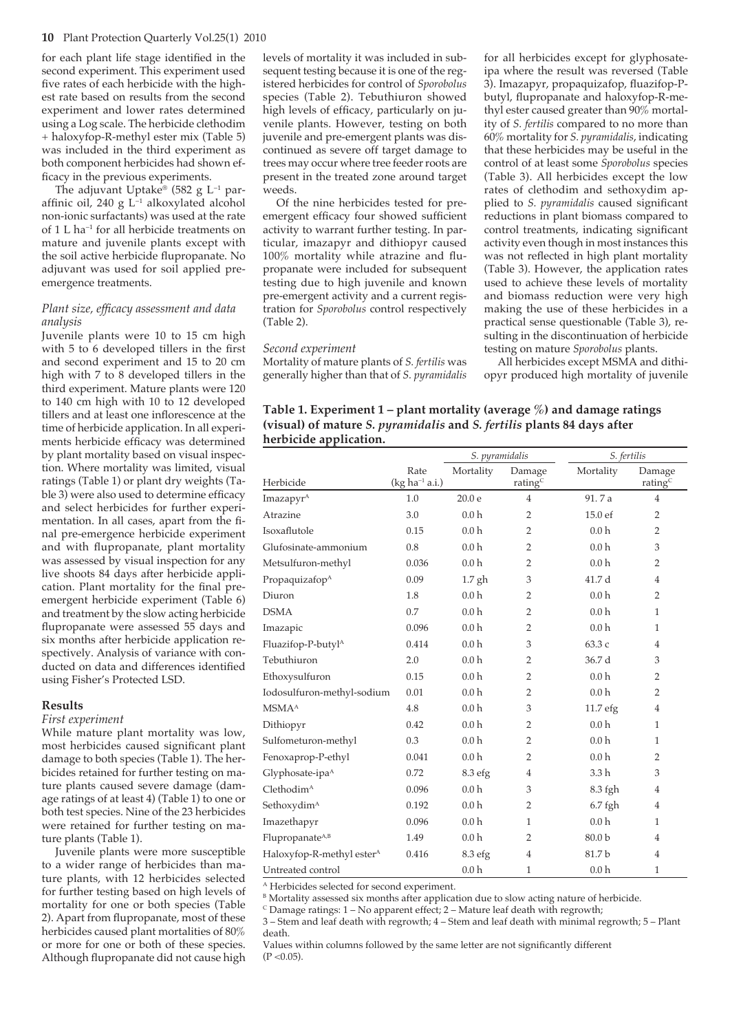for each plant life stage identified in the second experiment. This experiment used five rates of each herbicide with the highest rate based on results from the second experiment and lower rates determined using a Log scale. The herbicide clethodim + haloxyfop-R-methyl ester mix (Table 5) was included in the third experiment as both component herbicides had shown efficacy in the previous experiments.

The adjuvant Uptake® (582 g $L^{-1}$ paraffinic oil, 240 g $L^{-1}$ alkoxylated alcohol non-ionic surfactants) was used at the rate of 1 L $ha^{-1}$ for all herbicide treatments on mature and juvenile plants except with the soil active herbicide flupropanate. No adjuvant was used for soil applied pre-emergence treatments.

### *Plant size, efficacy assessment and data analysis*

Juvenile plants were 10 to 15 cm high with 5 to 6 developed tillers in the first and second experiment and 15 to 20 cm high with 7 to 8 developed tillers in the third experiment. Mature plants were 120 to 140 cm high with 10 to 12 developed tillers and at least one inflorescence at the time of herbicide application. In all experiments herbicide efficacy was determined by plant mortality based on visual inspection. Where mortality was limited, visual ratings (Table 1) or plant dry weights (Table 3) were also used to determine efficacy and select herbicides for further experimentation. In all cases, apart from the final pre-emergence herbicide experiment and with flupropanate, plant mortality was assessed by visual inspection for any live shoots 84 days after herbicide application. Plant mortality for the final pre-emergent herbicide experiment (Table 6) and treatment by the slow acting herbicide flupropanate were assessed 55 days and six months after herbicide application respectively. Analysis of variance with conducted on data and differences identified using Fisher's Protected LSD.

## Results

### *First experiment*

While mature plant mortality was low, most herbicides caused significant plant damage to both species (Table 1). The herbicides retained for further testing on mature plants caused severe damage (damage ratings of at least 4) (Table 1) to one or both test species. Nine of the 23 herbicides were retained for further testing on mature plants (Table 1).

Juvenile plants were more susceptible to a wider range of herbicides than mature plants, with 12 herbicides selected for further testing based on high levels of mortality for one or both species (Table 2). Apart from flupropanate, most of these herbicides caused plant mortalities of 80% or more for one or both of these species. Although flupropanate did not cause high levels of mortality it was included in subsequent testing because it is one of the registered herbicides for control of *Sporobolus* species (Table 2). Tebuthiuron showed high levels of efficacy, particularly on juvenile plants. However, testing on both juvenile and pre-emergent plants was discontinued as severe off target damage to trees may occur where tree feeder roots are present in the treated zone around target weeds.

Of the nine herbicides tested for pre-emergent efficacy four showed sufficient activity to warrant further testing. In particular, imazapyr and dithiopyr caused 100% mortality while atrazine and flupropanate were included for subsequent testing due to high juvenile and known pre-emergent activity and a current registration for *Sporobolus* control respectively (Table 2).

### *Second experiment*

Mortality of mature plants of *S. fertilis* was generally higher than that of *S. pyramidalis* for all herbicides except for glyphosate-ipa where the result was reversed (Table 3). Imazapyr, propaquizafop, fluazifop-P-butyl, flupropanate and haloxyfop-R-methyl ester caused greater than 90% mortality of *S. fertilis* compared to no more than 60% mortality for *S. pyramidalis*, indicating that these herbicides may be useful in the control of at least some *Sporobolus* species (Table 3). All herbicides except the low rates of clethodim and sethoxydim applied to *S. pyramidalis* caused significant reductions in plant biomass compared to control treatments, indicating significant activity even though in most instances this was not reflected in high plant mortality (Table 3). However, the application rates used to achieve these levels of mortality and biomass reduction were very high making the use of these herbicides in a practical sense questionable (Table 3), resulting in the discontinuation of herbicide testing on mature *Sporobolus* plants.

All herbicides except MSMA and dithiopyr produced high mortality of juvenile

**Table 1. Experiment 1 – plant mortality (average %) and damage ratings (visual) of mature *S. pyramidalis* and *S. fertilis* plants 84 days after herbicide application.**

| Herbicide | Rate (kg $ha^{-1}$ a.i.) | *S. pyramidalis* Mortality | *S. pyramidalis* Damage rating[C] | *S. fertilis* Mortality | *S. fertilis* Damage rating[C] |
|---|---|---|---|---|---|
| Imazapyr[A] | 1.0 | 20.0 e | 4 | 91. 7 a | 4 |
| Atrazine | 3.0 | 0.0 h | 2 | 15.0 ef | 2 |
| Isoxaflutole | 0.15 | 0.0 h | 2 | 0.0 h | 2 |
| Glufosinate-ammonium | 0.8 | 0.0 h | 2 | 0.0 h | 3 |
| Metsulfuron-methyl | 0.036 | 0.0 h | 2 | 0.0 h | 2 |
| Propaquizafop[A] | 0.09 | 1.7 gh | 3 | 41.7 d | 4 |
| Diuron | 1.8 | 0.0 h | 2 | 0.0 h | 2 |
| DSMA | 0.7 | 0.0 h | 2 | 0.0 h | 1 |
| Imazapic | 0.096 | 0.0 h | 2 | 0.0 h | 1 |
| Fluazifop-P-butyl[A] | 0.414 | 0.0 h | 3 | 63.3 c | 4 |
| Tebuthiuron | 2.0 | 0.0 h | 2 | 36.7 d | 3 |
| Ethoxysulfuron | 0.15 | 0.0 h | 2 | 0.0 h | 2 |
| Iodosulfuron-methyl-sodium | 0.01 | 0.0 h | 2 | 0.0 h | 2 |
| MSMA[A] | 4.8 | 0.0 h | 3 | 11.7 efg | 4 |
| Dithiopyr | 0.42 | 0.0 h | 2 | 0.0 h | 1 |
| Sulfometuron-methyl | 0.3 | 0.0 h | 2 | 0.0 h | 1 |
| Fenoxaprop-P-ethyl | 0.041 | 0.0 h | 2 | 0.0 h | 2 |
| Glyphosate-ipa[A] | 0.72 | 8.3 efg | 4 | 3.3 h | 3 |
| Clethodim[A] | 0.096 | 0.0 h | 3 | 8.3 fgh | 4 |
| Sethoxydim[A] | 0.192 | 0.0 h | 2 | 6.7 fgh | 4 |
| Imazethapyr | 0.096 | 0.0 h | 1 | 0.0 h | 1 |
| Flupropanate[A,B] | 1.49 | 0.0 h | 2 | 80.0 b | 4 |
| Haloxyfop-R-methyl ester[A] | 0.416 | 8.3 efg | 4 | 81.7 b | 4 |
| Untreated control | | 0.0 h | 1 | 0.0 h | 1 |

[A] Herbicides selected for second experiment.
[B] Mortality assessed six months after application due to slow acting nature of herbicide.
[C] Damage ratings: 1 – No apparent effect; 2 – Mature leaf death with regrowth;
3 – Stem and leaf death with regrowth; 4 – Stem and leaf death with minimal regrowth; 5 – Plant death.
Values within columns followed by the same letter are not significantly different ($P < 0.05$).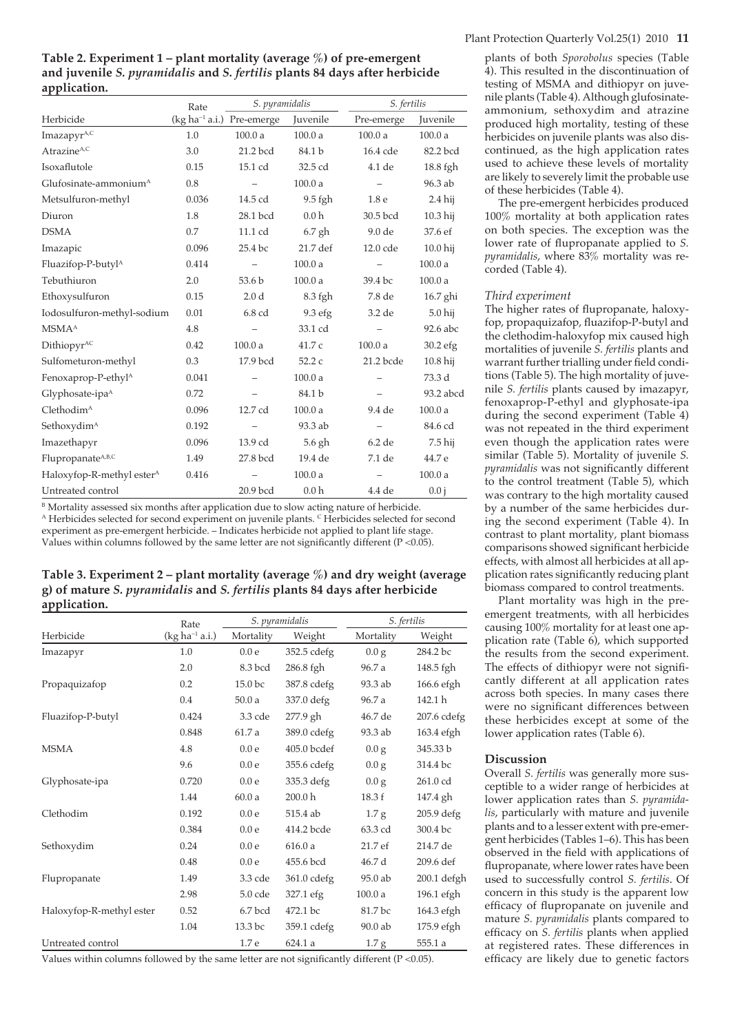**Table 2. Experiment 1 – plant mortality (average %) of pre-emergent and juvenile *S. pyramidalis* and *S. fertilis* plants 84 days after herbicide application.**

| Herbicide | Rate (kg ha⁻¹ a.i.) | *S. pyramidalis* | | *S. fertilis* | |
|---|---|---|---|---|---|
| | | Pre-emerge | Juvenile | Pre-emerge | Juvenile |
| Imazapyr[A,C] | 1.0 | 100.0 a | 100.0 a | 100.0 a | 100.0 a |
| Atrazine[A,C] | 3.0 | 21.2 bcd | 84.1 b | 16.4 cde | 82.2 bcd |
| Isoxaflutole | 0.15 | 15.1 cd | 32.5 cd | 4.1 de | 18.8 fgh |
| Glufosinate-ammonium[A] | 0.8 | – | 100.0 a | – | 96.3 ab |
| Metsulfuron-methyl | 0.036 | 14.5 cd | 9.5 fgh | 1.8 e | 2.4 hij |
| Diuron | 1.8 | 28.1 bcd | 0.0 h | 30.5 bcd | 10.3 hij |
| DSMA | 0.7 | 11.1 cd | 6.7 gh | 9.0 de | 37.6 ef |
| Imazapic | 0.096 | 25.4 bc | 21.7 def | 12.0 cde | 10.0 hij |
| Fluazifop-P-butyl[A] | 0.414 | – | 100.0 a | – | 100.0 a |
| Tebuthiuron | 2.0 | 53.6 b | 100.0 a | 39.4 bc | 100.0 a |
| Ethoxysulfuron | 0.15 | 2.0 d | 8.3 fgh | 7.8 de | 16.7 ghi |
| Iodosulfuron-methyl-sodium | 0.01 | 6.8 cd | 9.3 efg | 3.2 de | 5.0 hij |
| MSMA[A] | 4.8 | – | 33.1 cd | – | 92.6 abc |
| Dithiopyr[AC] | 0.42 | 100.0 a | 41.7 c | 100.0 a | 30.2 efg |
| Sulfometuron-methyl | 0.3 | 17.9 bcd | 52.2 c | 21.2 bcde | 10.8 hij |
| Fenoxaprop-P-ethyl[A] | 0.041 | – | 100.0 a | – | 73.3 d |
| Glyphosate-ipa[A] | 0.72 | – | 84.1 b | – | 93.2 abcd |
| Clethodim[A] | 0.096 | 12.7 cd | 100.0 a | 9.4 de | 100.0 a |
| Sethoxydim[A] | 0.192 | – | 93.3 ab | – | 84.6 cd |
| Imazethapyr | 0.096 | 13.9 cd | 5.6 gh | 6.2 de | 7.5 hij |
| Flupropanate[A,B,C] | 1.49 | 27.8 bcd | 19.4 de | 7.1 de | 44.7 e |
| Haloxyfop-R-methyl ester[A] | 0.416 | – | 100.0 a | – | 100.0 a |
| Untreated control | | 20.9 bcd | 0.0 h | 4.4 de | 0.0 j |

[B] Mortality assessed six months after application due to slow acting nature of herbicide.
[A] Herbicides selected for second experiment on juvenile plants. [C] Herbicides selected for second experiment as pre-emergent herbicide. – Indicates herbicide not applied to plant life stage. Values within columns followed by the same letter are not significantly different ($P < 0.05$).

**Table 3. Experiment 2 – plant mortality (average %) and dry weight (average g) of mature *S. pyramidalis* and *S. fertilis* plants 84 days after herbicide application.**

| Herbicide | Rate (kg ha⁻¹ a.i.) | *S. pyramidalis* | | *S. fertilis* | |
|---|---|---|---|---|---|
| | | Mortality | Weight | Mortality | Weight |
| Imazapyr | 1.0 | 0.0 e | 352.5 cdefg | 0.0 g | 284.2 bc |
| | 2.0 | 8.3 bcd | 286.8 fgh | 96.7 a | 148.5 fgh |
| Propaquizafop | 0.2 | 15.0 bc | 387.8 cdefg | 93.3 ab | 166.6 efgh |
| | 0.4 | 50.0 a | 337.0 defg | 96.7 a | 142.1 h |
| Fluazifop-P-butyl | 0.424 | 3.3 cde | 277.9 gh | 46.7 de | 207.6 cdefg |
| | 0.848 | 61.7 a | 389.0 cdefg | 93.3 ab | 163.4 efgh |
| MSMA | 4.8 | 0.0 e | 405.0 bcdef | 0.0 g | 345.33 b |
| | 9.6 | 0.0 e | 355.6 cdefg | 0.0 g | 314.4 bc |
| Glyphosate-ipa | 0.720 | 0.0 e | 335.3 defg | 0.0 g | 261.0 cd |
| | 1.44 | 60.0 a | 200.0 h | 18.3 f | 147.4 gh |
| Clethodim | 0.192 | 0.0 e | 515.4 ab | 1.7 g | 205.9 defg |
| | 0.384 | 0.0 e | 414.2 bcde | 63.3 cd | 300.4 bc |
| Sethoxydim | 0.24 | 0.0 e | 616.0 a | 21.7 ef | 214.7 de |
| | 0.48 | 0.0 e | 455.6 bcd | 46.7 d | 209.6 def |
| Flupropanate | 1.49 | 3.3 cde | 361.0 cdefg | 95.0 ab | 200.1 defgh |
| | 2.98 | 5.0 cde | 327.1 efg | 100.0 a | 196.1 efgh |
| Haloxyfop-R-methyl ester | 0.52 | 6.7 bcd | 472.1 bc | 81.7 bc | 164.3 efgh |
| | 1.04 | 13.3 bc | 359.1 cdefg | 90.0 ab | 175.9 efgh |
| Untreated control | | 1.7 e | 624.1 a | 1.7 g | 555.1 a |

Values within columns followed by the same letter are not significantly different ($P < 0.05$).

plants of both *Sporobolus* species (Table 4). This resulted in the discontinuation of testing of MSMA and dithiopyr on juvenile plants (Table 4). Although glufosinate-ammonium, sethoxydim and atrazine produced high mortality, testing of these herbicides on juvenile plants was also discontinued, as the high application rates used to achieve these levels of mortality are likely to severely limit the probable use of these herbicides (Table 4).

The pre-emergent herbicides produced 100% mortality at both application rates on both species. The exception was the lower rate of flupropanate applied to *S. pyramidalis*, where 83% mortality was recorded (Table 4).

### *Third experiment*

The higher rates of flupropanate, haloxyfop, propaquizafop, fluazifop-P-butyl and the clethodim-haloxyfop mix caused high mortalities of juvenile *S. fertilis* plants and warrant further trialling under field conditions (Table 5). The high mortality of juvenile *S. fertilis* plants caused by imazapyr, fenoxaprop-P-ethyl and glyphosate-ipa during the second experiment (Table 4) was not repeated in the third experiment even though the application rates were similar (Table 5). Mortality of juvenile *S. pyramidalis* was not significantly different to the control treatment (Table 5), which was contrary to the high mortality caused by a number of the same herbicides during the second experiment (Table 4). In contrast to plant mortality, plant biomass comparisons showed significant herbicide effects, with almost all herbicides at all application rates significantly reducing plant biomass compared to control treatments.

Plant mortality was high in the pre-emergent treatments, with all herbicides causing 100% mortality for at least one application rate (Table 6), which supported the results from the second experiment. The effects of dithiopyr were not significantly different at all application rates across both species. In many cases there were no significant differences between these herbicides except at some of the lower application rates (Table 6).

## Discussion

Overall *S. fertilis* was generally more susceptible to a wider range of herbicides at lower application rates than *S. pyramidalis*, particularly with mature and juvenile plants and to a lesser extent with pre-emergent herbicides (Tables 1–6). This has been observed in the field with applications of flupropanate, where lower rates have been used to successfully control *S. fertilis*. Of concern in this study is the apparent low efficacy of flupropanate on juvenile and mature *S. pyramidalis* plants compared to efficacy on *S. fertilis* plants when applied at registered rates. These differences in efficacy are likely due to genetic factors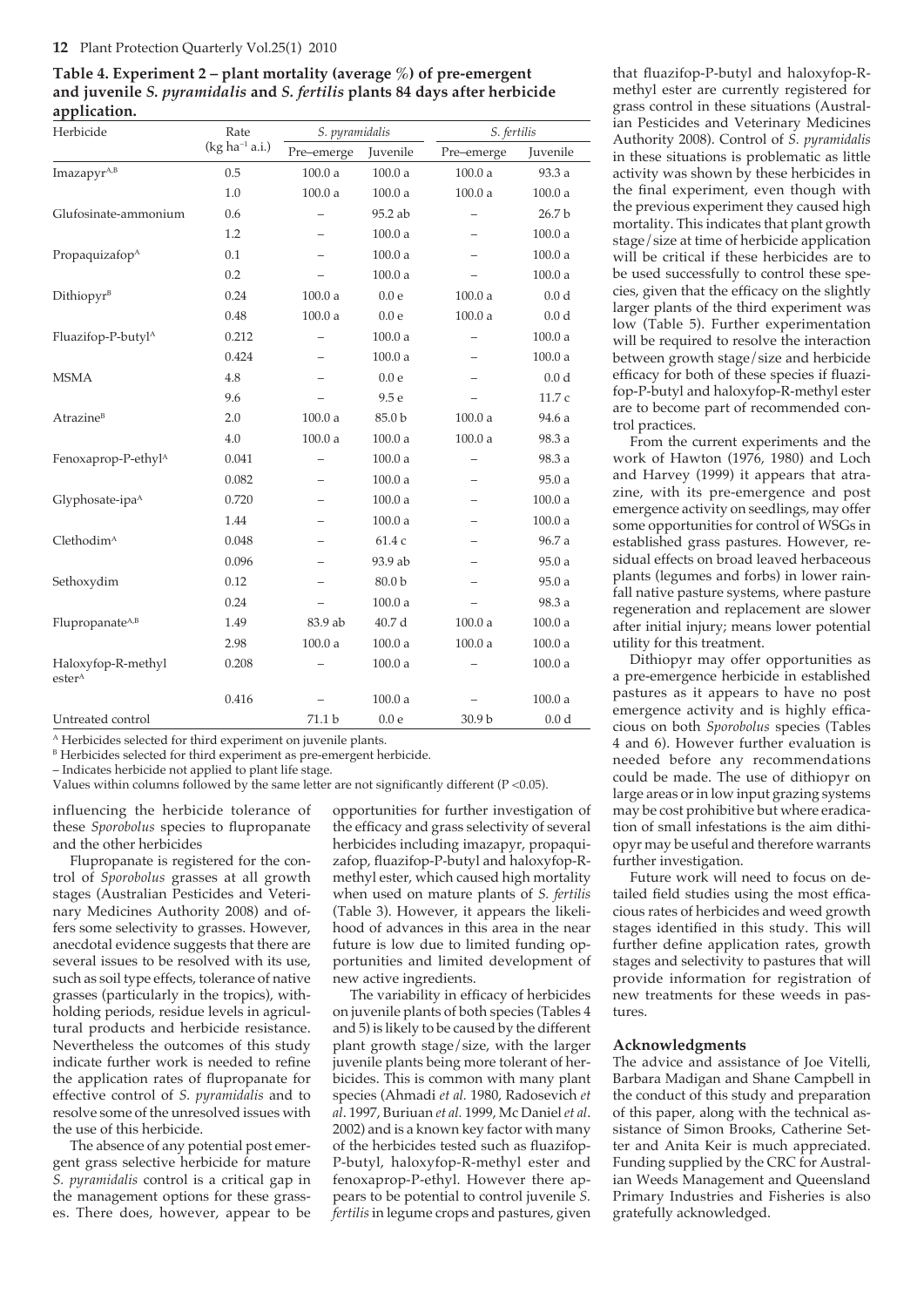**Table 4. Experiment 2 – plant mortality (average %) of pre-emergent and juvenile *S. pyramidalis* and *S. fertilis* plants 84 days after herbicide application.**

| Herbicide | Rate ($kg\ ha^{-1}$ a.i.) | *S. pyramidalis* | | *S. fertilis* | |
|---|---|---|---|---|---|
| | | Pre–emerge | Juvenile | Pre–emerge | Juvenile |
| Imazapyr[A,B] | 0.5 | 100.0 a | 100.0 a | 100.0 a | 93.3 a |
| | 1.0 | 100.0 a | 100.0 a | 100.0 a | 100.0 a |
| Glufosinate-ammonium | 0.6 | – | 95.2 ab | – | 26.7 b |
| | 1.2 | – | 100.0 a | – | 100.0 a |
| Propaquizafop[A] | 0.1 | – | 100.0 a | – | 100.0 a |
| | 0.2 | – | 100.0 a | – | 100.0 a |
| Dithiopyr[B] | 0.24 | 100.0 a | 0.0 e | 100.0 a | 0.0 d |
| | 0.48 | 100.0 a | 0.0 e | 100.0 a | 0.0 d |
| Fluazifop-P-butyl[A] | 0.212 | – | 100.0 a | – | 100.0 a |
| | 0.424 | – | 100.0 a | – | 100.0 a |
| MSMA | 4.8 | – | 0.0 e | – | 0.0 d |
| | 9.6 | – | 9.5 e | – | 11.7 c |
| Atrazine[B] | 2.0 | 100.0 a | 85.0 b | 100.0 a | 94.6 a |
| | 4.0 | 100.0 a | 100.0 a | 100.0 a | 98.3 a |
| Fenoxaprop-P-ethyl[A] | 0.041 | – | 100.0 a | – | 98.3 a |
| | 0.082 | – | 100.0 a | – | 95.0 a |
| Glyphosate-ipa[A] | 0.720 | – | 100.0 a | – | 100.0 a |
| | 1.44 | – | 100.0 a | – | 100.0 a |
| Clethodim[A] | 0.048 | – | 61.4 c | – | 96.7 a |
| | 0.096 | – | 93.9 ab | – | 95.0 a |
| Sethoxydim | 0.12 | – | 80.0 b | – | 95.0 a |
| | 0.24 | – | 100.0 a | – | 98.3 a |
| Flupropanate[A,B] | 1.49 | 83.9 ab | 40.7 d | 100.0 a | 100.0 a |
| | 2.98 | 100.0 a | 100.0 a | 100.0 a | 100.0 a |
| Haloxyfop-R-methyl ester[A] | 0.208 | – | 100.0 a | – | 100.0 a |
| | 0.416 | – | 100.0 a | – | 100.0 a |
| Untreated control | | 71.1 b | 0.0 e | 30.9 b | 0.0 d |

[A] Herbicides selected for third experiment on juvenile plants.
[B] Herbicides selected for third experiment as pre-emergent herbicide.
– Indicates herbicide not applied to plant life stage.
Values within columns followed by the same letter are not significantly different ($P < 0.05$).

influencing the herbicide tolerance of these *Sporobolus* species to flupropanate and the other herbicides

Flupropanate is registered for the control of *Sporobolus* grasses at all growth stages (Australian Pesticides and Veterinary Medicines Authority 2008) and offers some selectivity to grasses. However, anecdotal evidence suggests that there are several issues to be resolved with its use, such as soil type effects, tolerance of native grasses (particularly in the tropics), withholding periods, residue levels in agricultural products and herbicide resistance. Nevertheless the outcomes of this study indicate further work is needed to refine the application rates of flupropanate for effective control of *S. pyramidalis* and to resolve some of the unresolved issues with the use of this herbicide.

The absence of any potential post emergent grass selective herbicide for mature *S. pyramidalis* control is a critical gap in the management options for these grasses. There does, however, appear to be opportunities for further investigation of the efficacy and grass selectivity of several herbicides including imazapyr, propaquizafop, fluazifop-P-butyl and haloxyfop-R-methyl ester, which caused high mortality when used on mature plants of *S. fertilis* (Table 3). However, it appears the likelihood of advances in this area in the near future is low due to limited funding opportunities and limited development of new active ingredients.

The variability in efficacy of herbicides on juvenile plants of both species (Tables 4 and 5) is likely to be caused by the different plant growth stage/size, with the larger juvenile plants being more tolerant of herbicides. This is common with many plant species (Ahmadi *et al.* 1980, Radosevich *et al*. 1997, Buriuan *et al.* 1999, Mc Daniel *et al*. 2002) and is a known key factor with many of the herbicides tested such as fluazifop-P-butyl, haloxyfop-R-methyl ester and fenoxaprop-P-ethyl. However there appears to be potential to control juvenile *S. fertilis* in legume crops and pastures, given that fluazifop-P-butyl and haloxyfop-R-methyl ester are currently registered for grass control in these situations (Australian Pesticides and Veterinary Medicines Authority 2008). Control of *S. pyramidalis* in these situations is problematic as little activity was shown by these herbicides in the final experiment, even though with the previous experiment they caused high mortality. This indicates that plant growth stage/size at time of herbicide application will be critical if these herbicides are to be used successfully to control these species, given that the efficacy on the slightly larger plants of the third experiment was low (Table 5). Further experimentation will be required to resolve the interaction between growth stage/size and herbicide efficacy for both of these species if fluazifop-P-butyl and haloxyfop-R-methyl ester are to become part of recommended control practices.

From the current experiments and the work of Hawton (1976, 1980) and Loch and Harvey (1999) it appears that atrazine, with its pre-emergence and post emergence activity on seedlings, may offer some opportunities for control of WSGs in established grass pastures. However, residual effects on broad leaved herbaceous plants (legumes and forbs) in lower rainfall native pasture systems, where pasture regeneration and replacement are slower after initial injury; means lower potential utility for this treatment.

Dithiopyr may offer opportunities as a pre-emergence herbicide in established pastures as it appears to have no post emergence activity and is highly efficacious on both *Sporobolus* species (Tables 4 and 6). However further evaluation is needed before any recommendations could be made. The use of dithiopyr on large areas or in low input grazing systems may be cost prohibitive but where eradication of small infestations is the aim dithiopyr may be useful and therefore warrants further investigation.

Future work will need to focus on detailed field studies using the most efficacious rates of herbicides and weed growth stages identified in this study. This will further define application rates, growth stages and selectivity to pastures that will provide information for registration of new treatments for these weeds in pastures.

## Acknowledgments

The advice and assistance of Joe Vitelli, Barbara Madigan and Shane Campbell in the conduct of this study and preparation of this paper, along with the technical assistance of Simon Brooks, Catherine Setter and Anita Keir is much appreciated. Funding supplied by the CRC for Australian Weeds Management and Queensland Primary Industries and Fisheries is also gratefully acknowledged.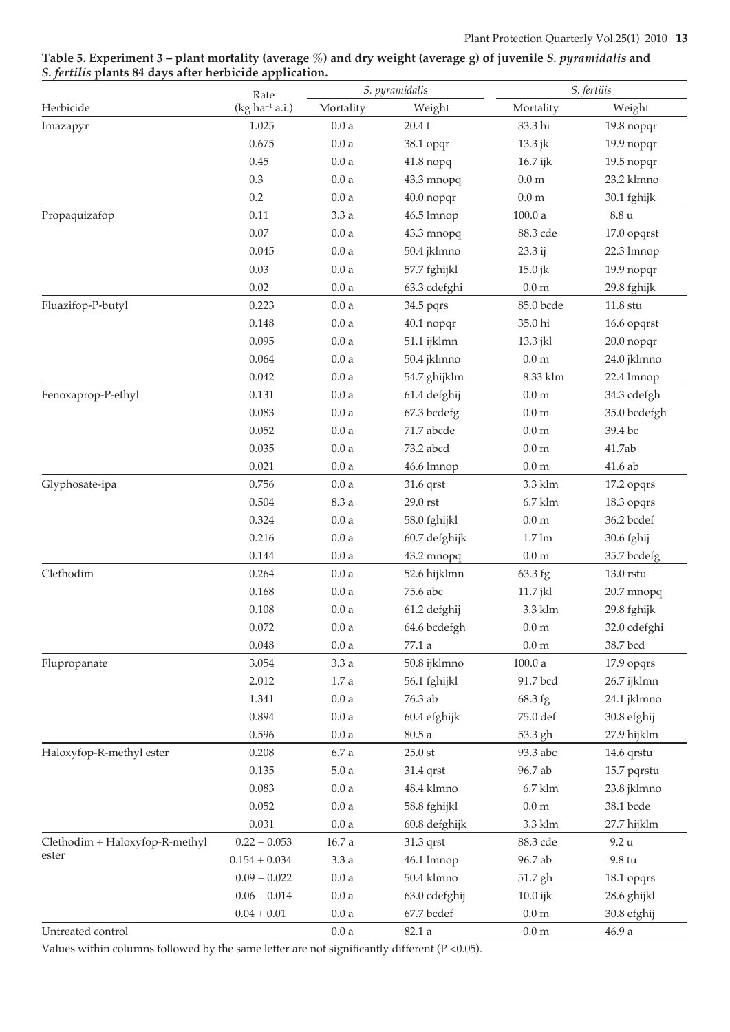**Table 5. Experiment 3 – plant mortality (average %) and dry weight (average g) of juvenile *S. pyramidalis* and *S. fertilis* plants 84 days after herbicide application.**

| Herbicide | Rate | *S. pyramidalis* | | *S. fertilis* | |
|---|---|---|---|---|---|
| | (kg $ha^{-1}$ a.i.) | Mortality | Weight | Mortality | Weight |
| Imazapyr | 1.025 | 0.0 a | 20.4 t | 33.3 hi | 19.8 nopqr |
| | 0.675 | 0.0 a | 38.1 opqr | 13.3 jk | 19.9 nopqr |
| | 0.45 | 0.0 a | 41.8 nopq | 16.7 ijk | 19.5 nopqr |
| | 0.3 | 0.0 a | 43.3 mnopq | 0.0 m | 23.2 klmno |
| | 0.2 | 0.0 a | 40.0 nopqr | 0.0 m | 30.1 fghijk |
| Propaquizafop | 0.11 | 3.3 a | 46.5 lmnop | 100.0 a | 8.8 u |
| | 0.07 | 0.0 a | 43.3 mnopq | 88.3 cde | 17.0 opqrst |
| | 0.045 | 0.0 a | 50.4 jklmno | 23.3 ij | 22.3 lmnop |
| | 0.03 | 0.0 a | 57.7 fghijkl | 15.0 jk | 19.9 nopqr |
| | 0.02 | 0.0 a | 63.3 cdefghi | 0.0 m | 29.8 fghijk |
| Fluazifop-P-butyl | 0.223 | 0.0 a | 34.5 pqrs | 85.0 bcde | 11.8 stu |
| | 0.148 | 0.0 a | 40.1 nopqr | 35.0 hi | 16.6 opqrst |
| | 0.095 | 0.0 a | 51.1 ijklmn | 13.3 jkl | 20.0 nopqr |
| | 0.064 | 0.0 a | 50.4 jklmno | 0.0 m | 24.0 jklmno |
| | 0.042 | 0.0 a | 54.7 ghijklm | 8.33 klm | 22.4 lmnop |
| Fenoxaprop-P-ethyl | 0.131 | 0.0 a | 61.4 defghij | 0.0 m | 34.3 cdefgh |
| | 0.083 | 0.0 a | 67.3 bcdefg | 0.0 m | 35.0 bcdefgh |
| | 0.052 | 0.0 a | 71.7 abcde | 0.0 m | 39.4 bc |
| | 0.035 | 0.0 a | 73.2 abcd | 0.0 m | 41.7ab |
| | 0.021 | 0.0 a | 46.6 lmnop | 0.0 m | 41.6 ab |
| Glyphosate-ipa | 0.756 | 0.0 a | 31.6 qrst | 3.3 klm | 17.2 opqrs |
| | 0.504 | 8.3 a | 29.0 rst | 6.7 klm | 18.3 opqrs |
| | 0.324 | 0.0 a | 58.0 fghijkl | 0.0 m | 36.2 bcdef |
| | 0.216 | 0.0 a | 60.7 defghijk | 1.7 lm | 30.6 fghij |
| | 0.144 | 0.0 a | 43.2 mnopq | 0.0 m | 35.7 bcdefg |
| Clethodim | 0.264 | 0.0 a | 52.6 hijklmn | 63.3 fg | 13.0 rstu |
| | 0.168 | 0.0 a | 75.6 abc | 11.7 jkl | 20.7 mnopq |
| | 0.108 | 0.0 a | 61.2 defghij | 3.3 klm | 29.8 fghijk |
| | 0.072 | 0.0 a | 64.6 bcdefgh | 0.0 m | 32.0 cdefghi |
| | 0.048 | 0.0 a | 77.1 a | 0.0 m | 38.7 bcd |
| Flupropanate | 3.054 | 3.3 a | 50.8 ijklmno | 100.0 a | 17.9 opqrs |
| | 2.012 | 1.7 a | 56.1 fghijkl | 91.7 bcd | 26.7 ijklmn |
| | 1.341 | 0.0 a | 76.3 ab | 68.3 fg | 24.1 jklmno |
| | 0.894 | 0.0 a | 60.4 efghijk | 75.0 def | 30.8 efghij |
| | 0.596 | 0.0 a | 80.5 a | 53.3 gh | 27.9 hijklm |
| Haloxyfop-R-methyl ester | 0.208 | 6.7 a | 25.0 st | 93.3 abc | 14.6 qrstu |
| | 0.135 | 5.0 a | 31.4 qrst | 96.7 ab | 15.7 pqrstu |
| | 0.083 | 0.0 a | 48.4 klmno | 6.7 klm | 23.8 jklmno |
| | 0.052 | 0.0 a | 58.8 fghijkl | 0.0 m | 38.1 bcde |
| | 0.031 | 0.0 a | 60.8 defghijk | 3.3 klm | 27.7 hijklm |
| Clethodim + Haloxyfop-R-methyl ester | 0.22 + 0.053 | 16.7 a | 31.3 qrst | 88.3 cde | 9.2 u |
| | 0.154 + 0.034 | 3.3 a | 46.1 lmnop | 96.7 ab | 9.8 tu |
| | 0.09 + 0.022 | 0.0 a | 50.4 klmno | 51.7 gh | 18.1 opqrs |
| | 0.06 + 0.014 | 0.0 a | 63.0 cdefghij | 10.0 ijk | 28.6 ghijkl |
| | 0.04 + 0.01 | 0.0 a | 67.7 bcdef | 0.0 m | 30.8 efghij |
| Untreated control | | 0.0 a | 82.1 a | 0.0 m | 46.9 a |

Values within columns followed by the same letter are not significantly different ($P < 0.05$).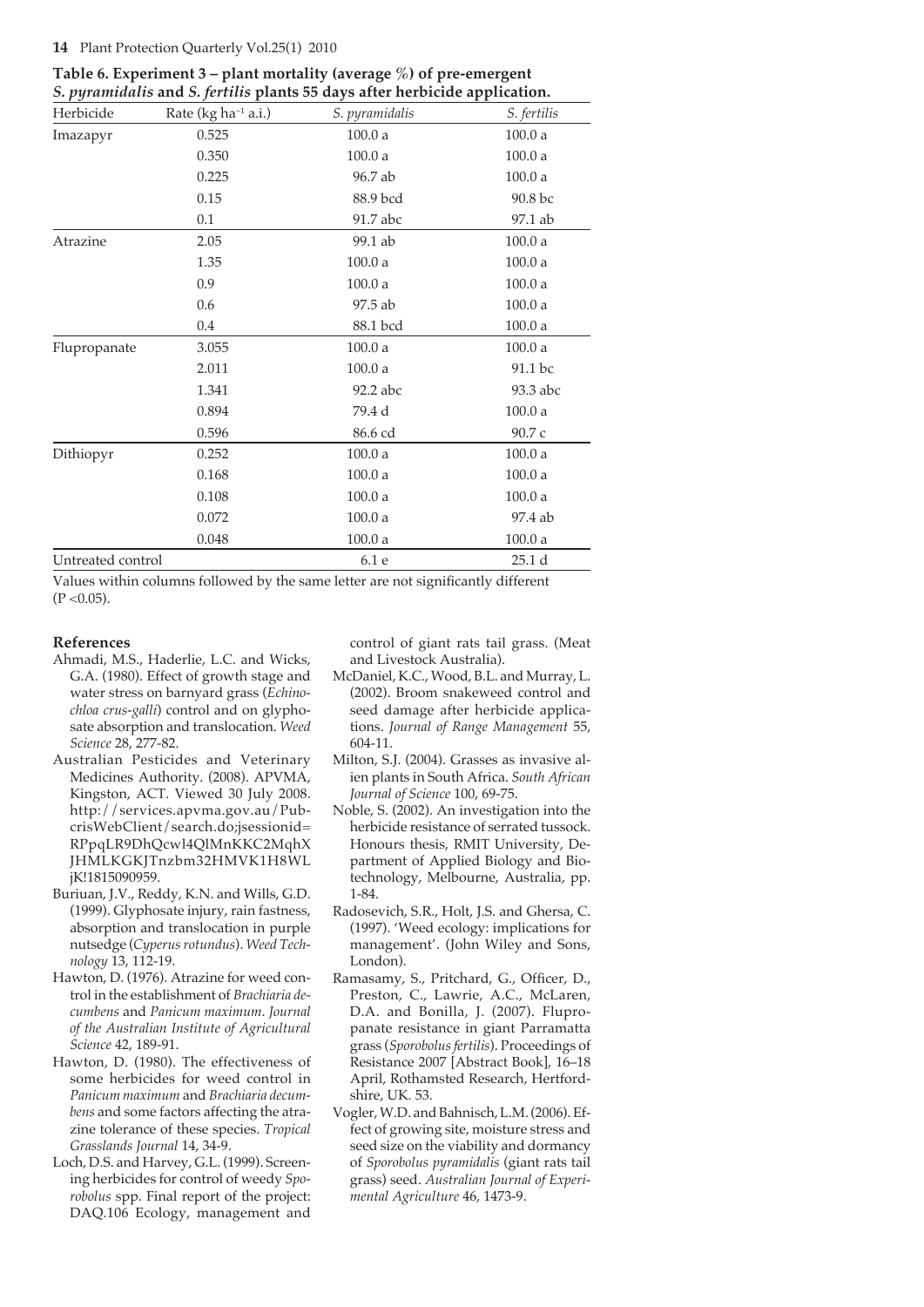**Table 6. Experiment 3 – plant mortality (average %) of pre-emergent *S. pyramidalis* and *S. fertilis* plants 55 days after herbicide application.**

| Herbicide | Rate (kg ha$^{-1}$ a.i.) | *S. pyramidalis* | *S. fertilis* |
|---|---|---|---|
| Imazapyr | 0.525 | 100.0 a | 100.0 a |
| | 0.350 | 100.0 a | 100.0 a |
| | 0.225 | 96.7 ab | 100.0 a |
| | 0.15 | 88.9 bcd | 90.8 bc |
| | 0.1 | 91.7 abc | 97.1 ab |
| Atrazine | 2.05 | 99.1 ab | 100.0 a |
| | 1.35 | 100.0 a | 100.0 a |
| | 0.9 | 100.0 a | 100.0 a |
| | 0.6 | 97.5 ab | 100.0 a |
| | 0.4 | 88.1 bcd | 100.0 a |
| Flupropanate | 3.055 | 100.0 a | 100.0 a |
| | 2.011 | 100.0 a | 91.1 bc |
| | 1.341 | 92.2 abc | 93.3 abc |
| | 0.894 | 79.4 d | 100.0 a |
| | 0.596 | 86.6 cd | 90.7 c |
| Dithiopyr | 0.252 | 100.0 a | 100.0 a |
| | 0.168 | 100.0 a | 100.0 a |
| | 0.108 | 100.0 a | 100.0 a |
| | 0.072 | 100.0 a | 97.4 ab |
| | 0.048 | 100.0 a | 100.0 a |
| Untreated control | | 6.1 e | 25.1 d |

Values within columns followed by the same letter are not significantly different ($P < 0.05$).

## References

Ahmadi, M.S., Haderlie, L.C. and Wicks, G.A. (1980). Effect of growth stage and water stress on barnyard grass (*Echinochloa crus-galli*) control and on glyphosate absorption and translocation. *Weed Science* 28, 277-82.

Australian Pesticides and Veterinary Medicines Authority. (2008). APVMA, Kingston, ACT. Viewed 30 July 2008. http://services.apvma.gov.au/PubcrisWebClient/search.do;jsessionid=RPpqLR9DhQcwl4QlMnKKC2MqhXJHMLKGKJTnzbm32HMVK1H8WLjK!1815090959.

Buriuan, J.V., Reddy, K.N. and Wills, G.D. (1999). Glyphosate injury, rain fastness, absorption and translocation in purple nutsedge (*Cyperus rotundus*). *Weed Technology* 13, 112-19.

Hawton, D. (1976). Atrazine for weed control in the establishment of *Brachiaria decumbens* and *Panicum maximum*. *Journal of the Australian Institute of Agricultural Science* 42, 189-91.

Hawton, D. (1980). The effectiveness of some herbicides for weed control in *Panicum maximum* and *Brachiaria decumbens* and some factors affecting the atrazine tolerance of these species. *Tropical Grasslands Journal* 14, 34-9.

Loch, D.S. and Harvey, G.L. (1999). Screening herbicides for control of weedy *Sporobolus* spp. Final report of the project: DAQ.106 Ecology, management and control of giant rats tail grass. (Meat and Livestock Australia).

McDaniel, K.C., Wood, B.L. and Murray, L. (2002). Broom snakeweed control and seed damage after herbicide applications. *Journal of Range Management* 55, 604-11.

Milton, S.J. (2004). Grasses as invasive alien plants in South Africa. *South African Journal of Science* 100, 69-75.

Noble, S. (2002). An investigation into the herbicide resistance of serrated tussock. Honours thesis, RMIT University, Department of Applied Biology and Biotechnology, Melbourne, Australia, pp. 1-84.

Radosevich, S.R., Holt, J.S. and Ghersa, C. (1997). 'Weed ecology: implications for management'. (John Wiley and Sons, London).

Ramasamy, S., Pritchard, G., Officer, D., Preston, C., Lawrie, A.C., McLaren, D.A. and Bonilla, J. (2007). Flupropanate resistance in giant Parramatta grass (*Sporobolus fertilis*). Proceedings of Resistance 2007 [Abstract Book], 16–18 April, Rothamsted Research, Hertfordshire, UK. 53.

Vogler, W.D. and Bahnisch, L.M. (2006). Effect of growing site, moisture stress and seed size on the viability and dormancy of *Sporobolus pyramidalis* (giant rats tail grass) seed. *Australian Journal of Experimental Agriculture* 46, 1473-9.